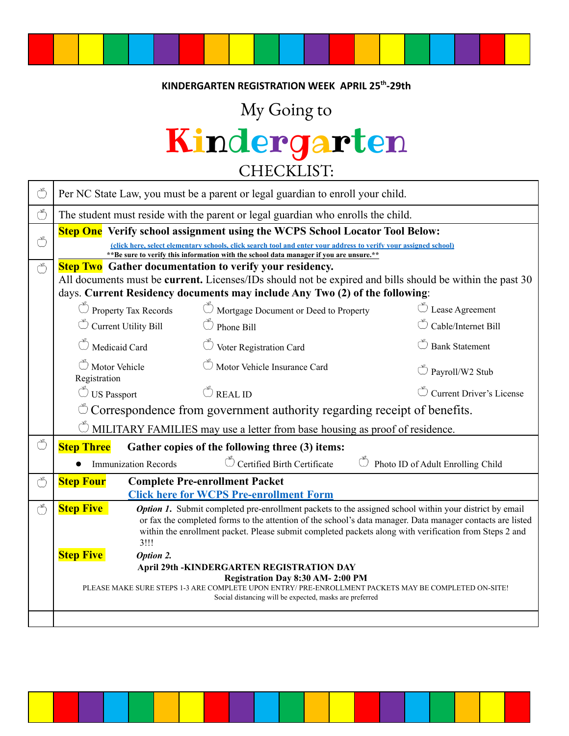**KINDERGARTEN REGISTRATION WEEK APRIL 25th-29th**

# My Going to Kindergarten CHECKLIST:

- Per NC State Law, you must be a parent or legal guardian to enroll your child.
- The student must reside with the parent or legal guardian who enrolls the child.

**Step One** **Verify school assignment using the WCPS School Locator Tool Below:**

(click here, select elementary schools, click search tool and enter your address to verify your assigned school)

**\*\*Be sure to verify this information with the school data manager if you are unsure.\*\***

**Step Two** **Gather documentation to verify your residency.**

All documents must be **current.** Licenses/IDs should not be expired and bills should be within the past 30 days. **Current Residency documents may include Any Two (2) of the following**:

- Property Tax Records
- Mortgage Document or Deed to Property
- Lease Agreement
- Current Utility Bill
- Phone Bill
- Cable/Internet Bill
- Medicaid Card
- Voter Registration Card
- Bank Statement
- Motor Vehicle Registration
- Motor Vehicle Insurance Card
- Payroll/W2 Stub
- US Passport
- REAL ID
- Current Driver's License
- Correspondence from government authority regarding receipt of benefits.
- MILITARY FAMILIES may use a letter from base housing as proof of residence.

**Step Three** **Gather copies of the following three (3) items:**

- Immunization Records
- Certified Birth Certificate
- Photo ID of Adult Enrolling Child

**Step Four** **Complete Pre-enrollment Packet**

**Click here for WCPS Pre-enrollment Form**

**Step Five** ***Option 1.*** Submit completed pre-enrollment packets to the assigned school within your district by email or fax the completed forms to the attention of the school's data manager. Data manager contacts are listed within the enrollment packet. Please submit completed packets along with verification from Steps 2 and 3!!!

**Step Five** ***Option 2.***

**April 29th -KINDERGARTEN REGISTRATION DAY**

**Registration Day 8:30 AM- 2:00 PM**

PLEASE MAKE SURE STEPS 1-3 ARE COMPLETE UPON ENTRY/ PRE-ENROLLMENT PACKETS MAY BE COMPLETED ON-SITE!

Social distancing will be expected, masks are preferred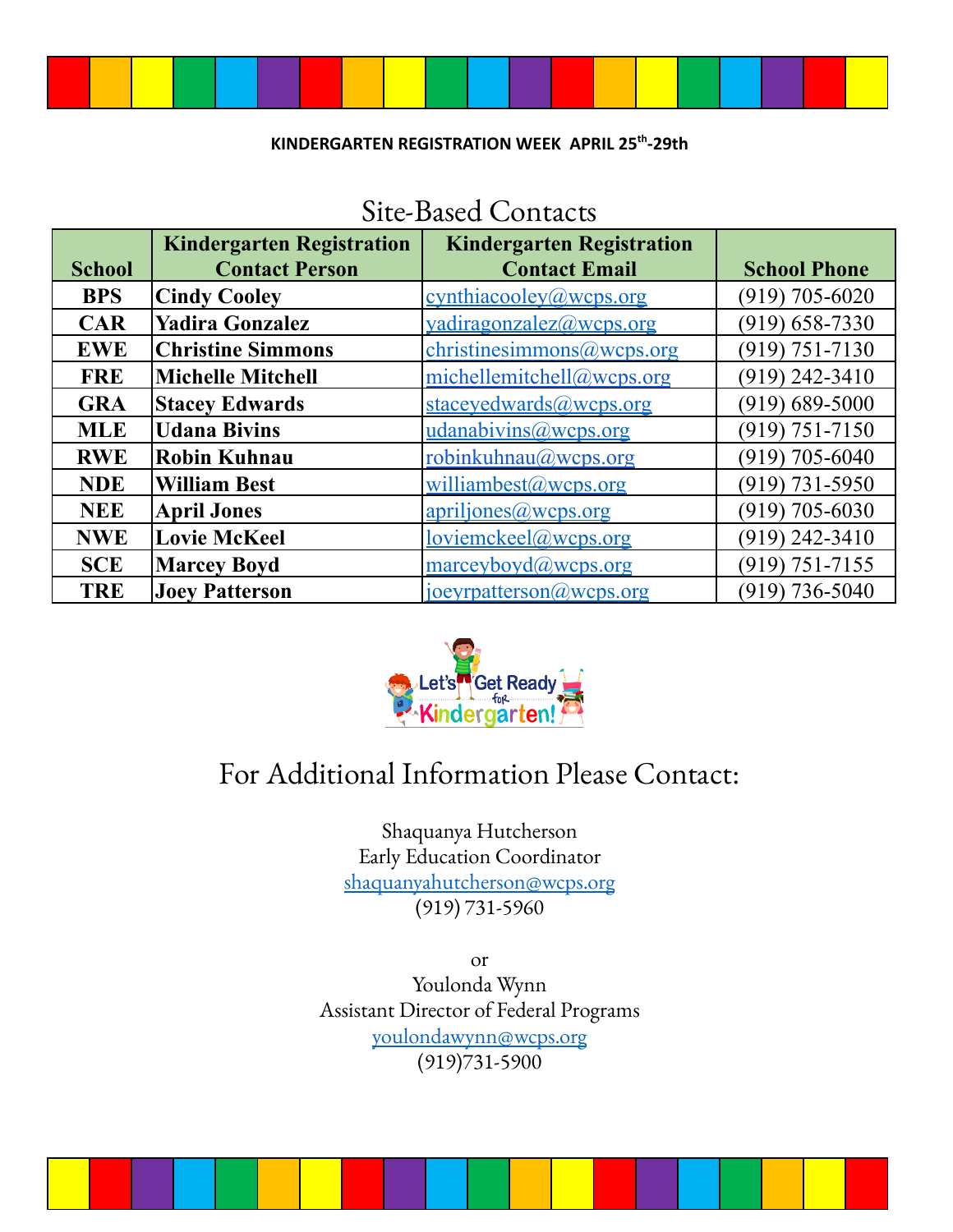**KINDERGARTEN REGISTRATION WEEK APRIL 25th-29th**

## Site-Based Contacts

| School | Kindergarten Registration Contact Person | Kindergarten Registration Contact Email | School Phone |
|---|---|---|---|
| **BPS** | **Cindy Cooley** | cynthiacooley@wcps.org | (919) 705-6020 |
| **CAR** | **Yadira Gonzalez** | yadiragonzalez@wcps.org | (919) 658-7330 |
| **EWE** | **Christine Simmons** | christinesimmons@wcps.org | (919) 751-7130 |
| **FRE** | **Michelle Mitchell** | michellemitchell@wcps.org | (919) 242-3410 |
| **GRA** | **Stacey Edwards** | staceyedwards@wcps.org | (919) 689-5000 |
| **MLE** | **Udana Bivins** | udanabivins@wcps.org | (919) 751-7150 |
| **RWE** | **Robin Kuhnau** | robinkuhnau@wcps.org | (919) 705-6040 |
| **NDE** | **William Best** | williambest@wcps.org | (919) 731-5950 |
| **NEE** | **April Jones** | apriljones@wcps.org | (919) 705-6030 |
| **NWE** | **Lovie McKeel** | loviemckeel@wcps.org | (919) 242-3410 |
| **SCE** | **Marcey Boyd** | marceyboyd@wcps.org | (919) 751-7155 |
| **TRE** | **Joey Patterson** | joeyrpatterson@wcps.org | (919) 736-5040 |

Let's Get Ready for Kindergarten!

## For Additional Information Please Contact:

Shaquanya Hutcherson
Early Education Coordinator
shaquanyahutcherson@wcps.org
(919) 731-5960

or

Youlonda Wynn
Assistant Director of Federal Programs
youlondawynn@wcps.org
(919)731-5900